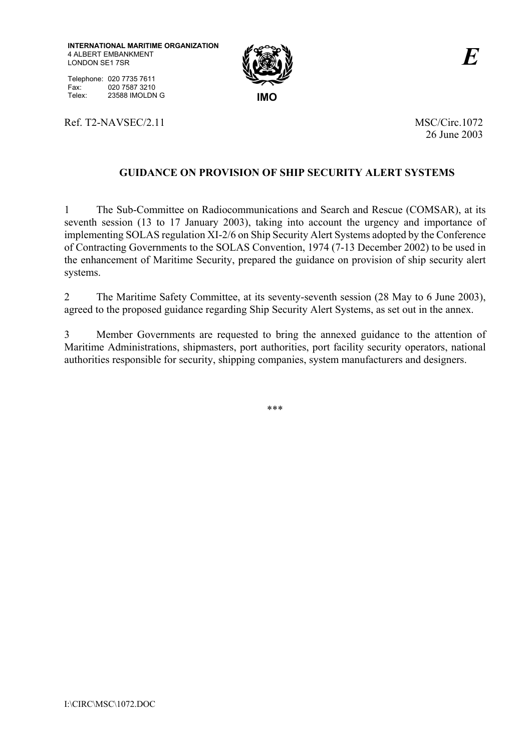**INTERNATIONAL MARITIME ORGANIZATION**
4 ALBERT EMBANKMENT
LONDON SE1 7SR

Telephone: 020 7735 7611
Fax: 020 7587 3210
Telex: 23588 IMOLDN G

IMO

***E***

Ref. T2-NAVSEC/2.11

MSC/Circ.1072
26 June 2003

## GUIDANCE ON PROVISION OF SHIP SECURITY ALERT SYSTEMS

1 The Sub-Committee on Radiocommunications and Search and Rescue (COMSAR), at its seventh session (13 to 17 January 2003), taking into account the urgency and importance of implementing SOLAS regulation XI-2/6 on Ship Security Alert Systems adopted by the Conference of Contracting Governments to the SOLAS Convention, 1974 (7-13 December 2002) to be used in the enhancement of Maritime Security, prepared the guidance on provision of ship security alert systems.

2 The Maritime Safety Committee, at its seventy-seventh session (28 May to 6 June 2003), agreed to the proposed guidance regarding Ship Security Alert Systems, as set out in the annex.

3 Member Governments are requested to bring the annexed guidance to the attention of Maritime Administrations, shipmasters, port authorities, port facility security operators, national authorities responsible for security, shipping companies, system manufacturers and designers.

***

I:\CIRC\MSC\1072.DOC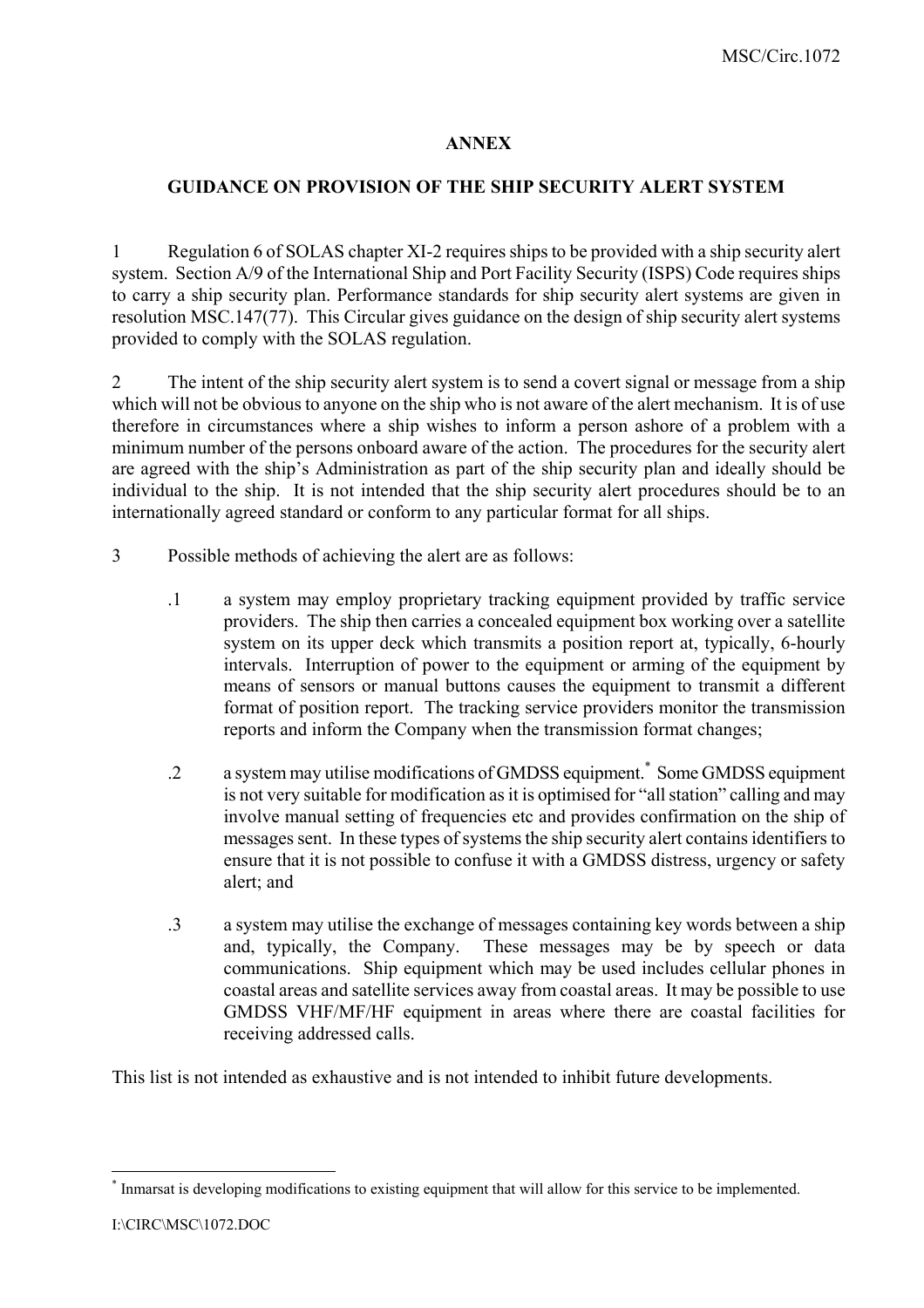## ANNEX

## GUIDANCE ON PROVISION OF THE SHIP SECURITY ALERT SYSTEM

1 Regulation 6 of SOLAS chapter XI-2 requires ships to be provided with a ship security alert system. Section A/9 of the International Ship and Port Facility Security (ISPS) Code requires ships to carry a ship security plan. Performance standards for ship security alert systems are given in resolution MSC.147(77). This Circular gives guidance on the design of ship security alert systems provided to comply with the SOLAS regulation.

2 The intent of the ship security alert system is to send a covert signal or message from a ship which will not be obvious to anyone on the ship who is not aware of the alert mechanism. It is of use therefore in circumstances where a ship wishes to inform a person ashore of a problem with a minimum number of the persons onboard aware of the action. The procedures for the security alert are agreed with the ship's Administration as part of the ship security plan and ideally should be individual to the ship. It is not intended that the ship security alert procedures should be to an internationally agreed standard or conform to any particular format for all ships.

3 Possible methods of achieving the alert are as follows:

.1 a system may employ proprietary tracking equipment provided by traffic service providers. The ship then carries a concealed equipment box working over a satellite system on its upper deck which transmits a position report at, typically, 6-hourly intervals. Interruption of power to the equipment or arming of the equipment by means of sensors or manual buttons causes the equipment to transmit a different format of position report. The tracking service providers monitor the transmission reports and inform the Company when the transmission format changes;

.2 a system may utilise modifications of GMDSS equipment.* Some GMDSS equipment is not very suitable for modification as it is optimised for "all station" calling and may involve manual setting of frequencies etc and provides confirmation on the ship of messages sent. In these types of systems the ship security alert contains identifiers to ensure that it is not possible to confuse it with a GMDSS distress, urgency or safety alert; and

.3 a system may utilise the exchange of messages containing key words between a ship and, typically, the Company. These messages may be by speech or data communications. Ship equipment which may be used includes cellular phones in coastal areas and satellite services away from coastal areas. It may be possible to use GMDSS VHF/MF/HF equipment in areas where there are coastal facilities for receiving addressed calls.

This list is not intended as exhaustive and is not intended to inhibit future developments.

---

* Inmarsat is developing modifications to existing equipment that will allow for this service to be implemented.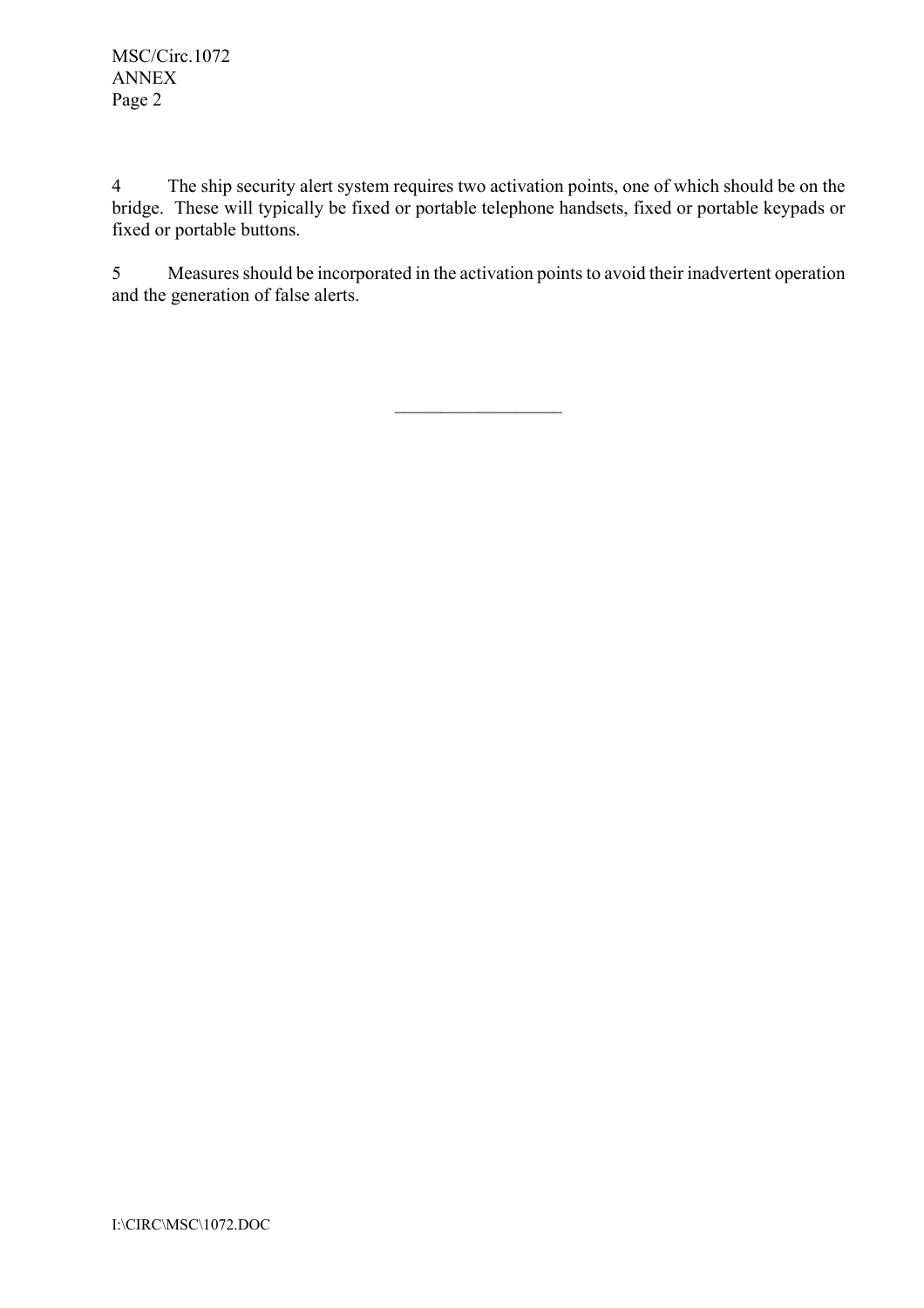4 The ship security alert system requires two activation points, one of which should be on the bridge. These will typically be fixed or portable telephone handsets, fixed or portable keypads or fixed or portable buttons.

5 Measures should be incorporated in the activation points to avoid their inadvertent operation and the generation of false alerts.

___________________